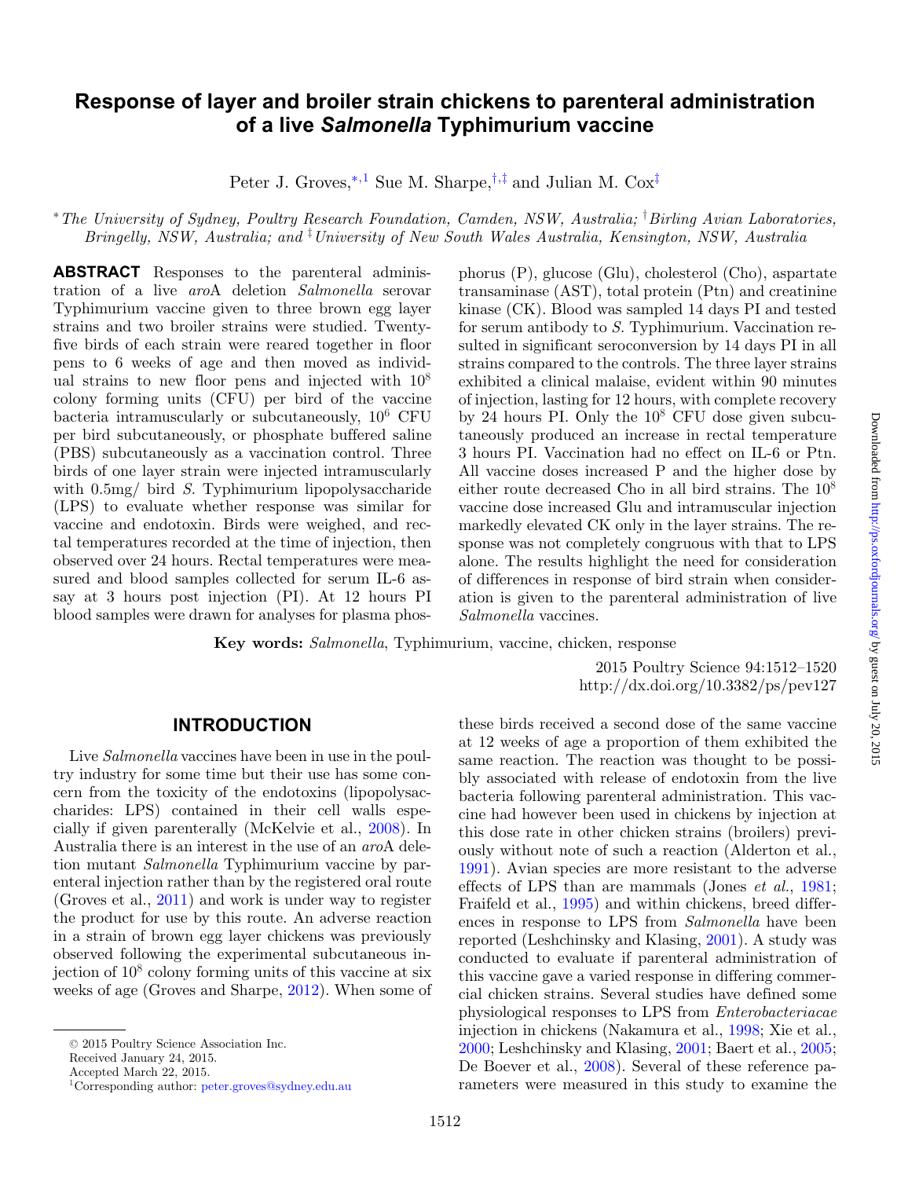# Response of layer and broiler strain chickens to parenteral administration of a live *Salmonella* Typhimurium vaccine

Peter J. Groves,[*,1] Sue M. Sharpe,[†,‡] and Julian M. Cox[‡]

[*] *The University of Sydney, Poultry Research Foundation, Camden, NSW, Australia;* [†] *Birling Avian Laboratories, Bringelly, NSW, Australia; and* [‡] *University of New South Wales Australia, Kensington, NSW, Australia*

**ABSTRACT** Responses to the parenteral administration of a live *aro*A deletion *Salmonella* serovar Typhimurium vaccine given to three brown egg layer strains and two broiler strains were studied. Twenty-five birds of each strain were reared together in floor pens to 6 weeks of age and then moved as individual strains to new floor pens and injected with $10^8$ colony forming units (CFU) per bird of the vaccine bacteria intramuscularly or subcutaneously, $10^6$ CFU per bird subcutaneously, or phosphate buffered saline (PBS) subcutaneously as a vaccination control. Three birds of one layer strain were injected intramuscularly with 0.5mg/ bird *S.* Typhimurium lipopolysaccharide (LPS) to evaluate whether response was similar for vaccine and endotoxin. Birds were weighed, and rectal temperatures recorded at the time of injection, then observed over 24 hours. Rectal temperatures were measured and blood samples collected for serum IL-6 assay at 3 hours post injection (PI). At 12 hours PI blood samples were drawn for analyses for plasma phosphorus (P), glucose (Glu), cholesterol (Cho), aspartate transaminase (AST), total protein (Ptn) and creatinine kinase (CK). Blood was sampled 14 days PI and tested for serum antibody to *S.* Typhimurium. Vaccination resulted in significant seroconversion by 14 days PI in all strains compared to the controls. The three layer strains exhibited a clinical malaise, evident within 90 minutes of injection, lasting for 12 hours, with complete recovery by 24 hours PI. Only the $10^8$ CFU dose given subcutaneously produced an increase in rectal temperature 3 hours PI. Vaccination had no effect on IL-6 or Ptn. All vaccine doses increased P and the higher dose by either route decreased Cho in all bird strains. The $10^8$ vaccine dose increased Glu and intramuscular injection markedly elevated CK only in the layer strains. The response was not completely congruous with that to LPS alone. The results highlight the need for consideration of differences in response of bird strain when consideration is given to the parenteral administration of live *Salmonella* vaccines.

**Key words:** *Salmonella*, Typhimurium, vaccine, chicken, response

2015 Poultry Science 94:1512–1520
http://dx.doi.org/10.3382/ps/pev127

## INTRODUCTION

Live *Salmonella* vaccines have been in use in the poultry industry for some time but their use has some concern from the toxicity of the endotoxins (lipopolysaccharides: LPS) contained in their cell walls especially if given parenterally (McKelvie et al., 2008). In Australia there is an interest in the use of an *aro*A deletion mutant *Salmonella* Typhimurium vaccine by parenteral injection rather than by the registered oral route (Groves et al., 2011) and work is under way to register the product for use by this route. An adverse reaction in a strain of brown egg layer chickens was previously observed following the experimental subcutaneous injection of $10^8$ colony forming units of this vaccine at six weeks of age (Groves and Sharpe, 2012). When some of these birds received a second dose of the same vaccine at 12 weeks of age a proportion of them exhibited the same reaction. The reaction was thought to be possibly associated with release of endotoxin from the live bacteria following parenteral administration. This vaccine had however been used in chickens by injection at this dose rate in other chicken strains (broilers) previously without note of such a reaction (Alderton et al., 1991). Avian species are more resistant to the adverse effects of LPS than are mammals (Jones *et al.*, 1981; Fraifeld et al., 1995) and within chickens, breed differences in response to LPS from *Salmonella* have been reported (Leshchinsky and Klasing, 2001). A study was conducted to evaluate if parenteral administration of this vaccine gave a varied response in differing commercial chicken strains. Several studies have defined some physiological responses to LPS from *Enterobacteriacae* injection in chickens (Nakamura et al., 1998; Xie et al., 2000; Leshchinsky and Klasing, 2001; Baert et al., 2005; De Boever et al., 2008). Several of these reference parameters were measured in this study to examine the

© 2015 Poultry Science Association Inc.
Received January 24, 2015.
Accepted March 22, 2015.
[1]Corresponding author: peter.groves@sydney.edu.au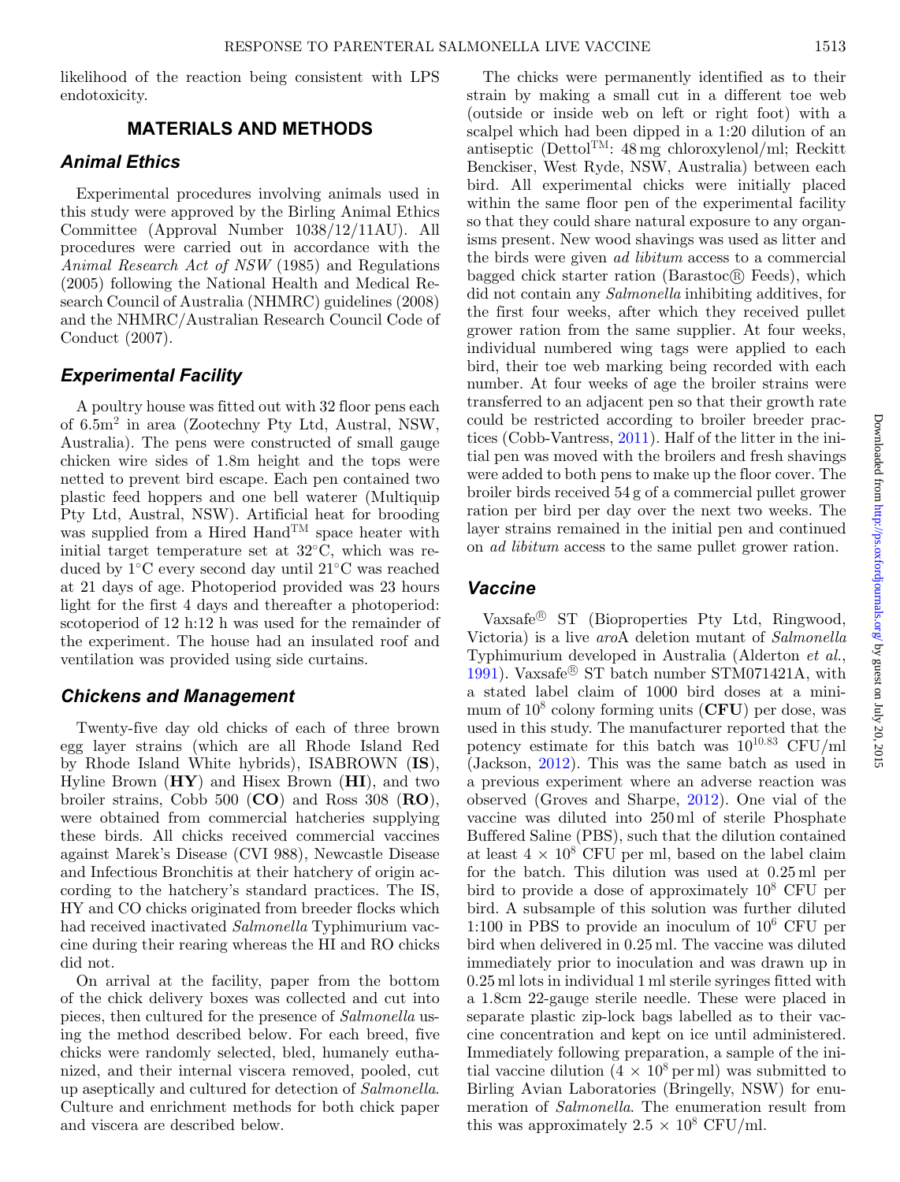likelihood of the reaction being consistent with LPS endotoxicity.

## MATERIALS AND METHODS

### Animal Ethics

Experimental procedures involving animals used in this study were approved by the Birling Animal Ethics Committee (Approval Number 1038/12/11AU). All procedures were carried out in accordance with the *Animal Research Act of NSW* (1985) and Regulations (2005) following the National Health and Medical Research Council of Australia (NHMRC) guidelines (2008) and the NHMRC/Australian Research Council Code of Conduct (2007).

### Experimental Facility

A poultry house was fitted out with 32 floor pens each of 6.5m$^2$ in area (Zootechny Pty Ltd, Austral, NSW, Australia). The pens were constructed of small gauge chicken wire sides of 1.8m height and the tops were netted to prevent bird escape. Each pen contained two plastic feed hoppers and one bell waterer (Multiquip Pty Ltd, Austral, NSW). Artificial heat for brooding was supplied from a Hired Hand™ space heater with initial target temperature set at 32°C, which was reduced by 1°C every second day until 21°C was reached at 21 days of age. Photoperiod provided was 23 hours light for the first 4 days and thereafter a photoperiod: scotoperiod of 12 h:12 h was used for the remainder of the experiment. The house had an insulated roof and ventilation was provided using side curtains.

### Chickens and Management

Twenty-five day old chicks of each of three brown egg layer strains (which are all Rhode Island Red by Rhode Island White hybrids), ISABROWN (**IS**), Hyline Brown (**HY**) and Hisex Brown (**HI**), and two broiler strains, Cobb 500 (**CO**) and Ross 308 (**RO**), were obtained from commercial hatcheries supplying these birds. All chicks received commercial vaccines against Marek's Disease (CVI 988), Newcastle Disease and Infectious Bronchitis at their hatchery of origin according to the hatchery's standard practices. The IS, HY and CO chicks originated from breeder flocks which had received inactivated *Salmonella* Typhimurium vaccine during their rearing whereas the HI and RO chicks did not.

On arrival at the facility, paper from the bottom of the chick delivery boxes was collected and cut into pieces, then cultured for the presence of *Salmonella* using the method described below. For each breed, five chicks were randomly selected, bled, humanely euthanized, and their internal viscera removed, pooled, cut up aseptically and cultured for detection of *Salmonella*. Culture and enrichment methods for both chick paper and viscera are described below.

The chicks were permanently identified as to their strain by making a small cut in a different toe web (outside or inside web on left or right foot) with a scalpel which had been dipped in a 1:20 dilution of an antiseptic (Dettol™: 48 mg chloroxylenol/ml; Reckitt Benckiser, West Ryde, NSW, Australia) between each bird. All experimental chicks were initially placed within the same floor pen of the experimental facility so that they could share natural exposure to any organisms present. New wood shavings was used as litter and the birds were given *ad libitum* access to a commercial bagged chick starter ration (Barastoc® Feeds), which did not contain any *Salmonella* inhibiting additives, for the first four weeks, after which they received pullet grower ration from the same supplier. At four weeks, individual numbered wing tags were applied to each bird, their toe web marking being recorded with each number. At four weeks of age the broiler strains were transferred to an adjacent pen so that their growth rate could be restricted according to broiler breeder practices (Cobb-Vantress, 2011). Half of the litter in the initial pen was moved with the broilers and fresh shavings were added to both pens to make up the floor cover. The broiler birds received 54 g of a commercial pullet grower ration per bird per day over the next two weeks. The layer strains remained in the initial pen and continued on *ad libitum* access to the same pullet grower ration.

### Vaccine

Vaxsafe® ST (Bioproperties Pty Ltd, Ringwood, Victoria) is a live *aro*A deletion mutant of *Salmonella* Typhimurium developed in Australia (Alderton *et al.*, 1991). Vaxsafe® ST batch number STM071421A, with a stated label claim of 1000 bird doses at a minimum of $10^8$ colony forming units (**CFU**) per dose, was used in this study. The manufacturer reported that the potency estimate for this batch was $10^{10.83}$ CFU/ml (Jackson, 2012). This was the same batch as used in a previous experiment where an adverse reaction was observed (Groves and Sharpe, 2012). One vial of the vaccine was diluted into 250 ml of sterile Phosphate Buffered Saline (PBS), such that the dilution contained at least $4 \times 10^8$ CFU per ml, based on the label claim for the batch. This dilution was used at 0.25 ml per bird to provide a dose of approximately $10^8$ CFU per bird. A subsample of this solution was further diluted 1:100 in PBS to provide an inoculum of $10^6$ CFU per bird when delivered in 0.25 ml. The vaccine was diluted immediately prior to inoculation and was drawn up in 0.25 ml lots in individual 1 ml sterile syringes fitted with a 1.8cm 22-gauge sterile needle. These were placed in separate plastic zip-lock bags labelled as to their vaccine concentration and kept on ice until administered. Immediately following preparation, a sample of the initial vaccine dilution ($4 \times 10^8$ per ml) was submitted to Birling Avian Laboratories (Bringelly, NSW) for enumeration of *Salmonella*. The enumeration result from this was approximately $2.5 \times 10^8$ CFU/ml.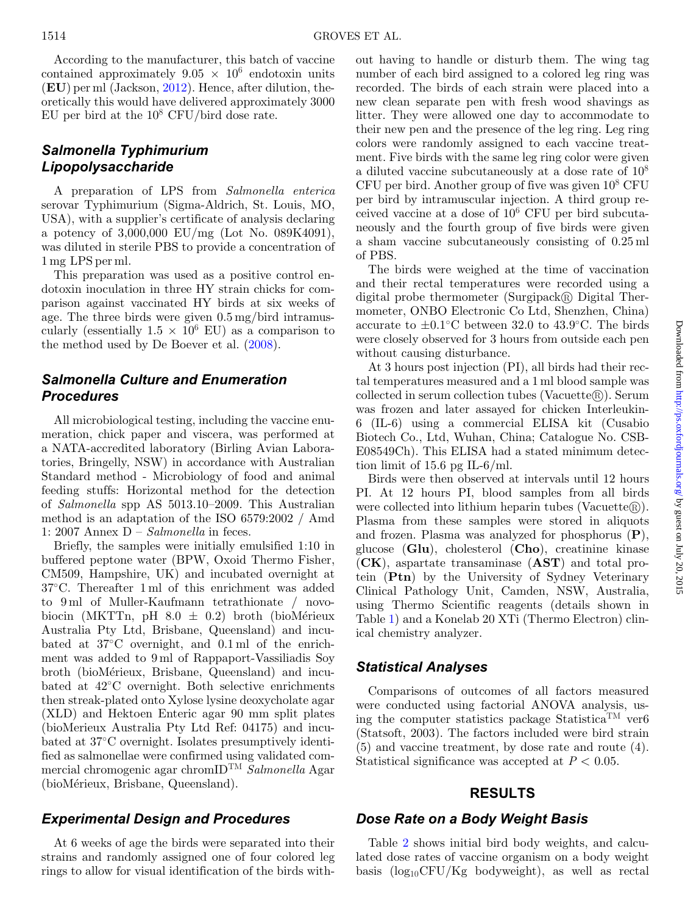According to the manufacturer, this batch of vaccine contained approximately $9.05 \times 10^6$ endotoxin units (**EU**) per ml (Jackson, 2012). Hence, after dilution, theoretically this would have delivered approximately 3000 EU per bird at the $10^8$ CFU/bird dose rate.

## *Salmonella Typhimurium Lipopolysaccharide*

A preparation of LPS from *Salmonella enterica* serovar Typhimurium (Sigma-Aldrich, St. Louis, MO, USA), with a supplier's certificate of analysis declaring a potency of 3,000,000 EU/mg (Lot No. 089K4091), was diluted in sterile PBS to provide a concentration of 1 mg LPS per ml.

This preparation was used as a positive control endotoxin inoculation in three HY strain chicks for comparison against vaccinated HY birds at six weeks of age. The three birds were given 0.5 mg/bird intramuscularly (essentially $1.5 \times 10^6$ EU) as a comparison to the method used by De Boever et al. (2008).

## *Salmonella Culture and Enumeration Procedures*

All microbiological testing, including the vaccine enumeration, chick paper and viscera, was performed at a NATA-accredited laboratory (Birling Avian Laboratories, Bringelly, NSW) in accordance with Australian Standard method - Microbiology of food and animal feeding stuffs: Horizontal method for the detection of *Salmonella* spp AS 5013.10–2009. This Australian method is an adaptation of the ISO 6579:2002 / Amd 1: 2007 Annex D – *Salmonella* in feces.

Briefly, the samples were initially emulsified 1:10 in buffered peptone water (BPW, Oxoid Thermo Fisher, CM509, Hampshire, UK) and incubated overnight at 37°C. Thereafter 1 ml of this enrichment was added to 9 ml of Muller-Kaufmann tetrathionate / novobiocin (MKTTn, pH 8.0 ± 0.2) broth (bioMérieux Australia Pty Ltd, Brisbane, Queensland) and incubated at 37°C overnight, and 0.1 ml of the enrichment was added to 9 ml of Rappaport-Vassiliadis Soy broth (bioMérieux, Brisbane, Queensland) and incubated at 42°C overnight. Both selective enrichments then streak-plated onto Xylose lysine deoxycholate agar (XLD) and Hektoen Enteric agar 90 mm split plates (bioMerieux Australia Pty Ltd Ref: 04175) and incubated at 37°C overnight. Isolates presumptively identified as salmonellae were confirmed using validated commercial chromogenic agar chromID™ *Salmonella* Agar (bioMérieux, Brisbane, Queensland).

## *Experimental Design and Procedures*

At 6 weeks of age the birds were separated into their strains and randomly assigned one of four colored leg rings to allow for visual identification of the birds without having to handle or disturb them. The wing tag number of each bird assigned to a colored leg ring was recorded. The birds of each strain were placed into a new clean separate pen with fresh wood shavings as litter. They were allowed one day to accommodate to their new pen and the presence of the leg ring. Leg ring colors were randomly assigned to each vaccine treatment. Five birds with the same leg ring color were given a diluted vaccine subcutaneously at a dose rate of $10^8$ CFU per bird. Another group of five was given $10^8$ CFU per bird by intramuscular injection. A third group received vaccine at a dose of $10^6$ CFU per bird subcutaneously and the fourth group of five birds were given a sham vaccine subcutaneously consisting of 0.25 ml of PBS.

The birds were weighed at the time of vaccination and their rectal temperatures were recorded using a digital probe thermometer (Surgipack® Digital Thermometer, ONBO Electronic Co Ltd, Shenzhen, China) accurate to ±0.1°C between 32.0 to 43.9°C. The birds were closely observed for 3 hours from outside each pen without causing disturbance.

At 3 hours post injection (PI), all birds had their rectal temperatures measured and a 1 ml blood sample was collected in serum collection tubes (Vacuette®). Serum was frozen and later assayed for chicken Interleukin-6 (IL-6) using a commercial ELISA kit (Cusabio Biotech Co., Ltd, Wuhan, China; Catalogue No. CSB-E08549Ch). This ELISA had a stated minimum detection limit of 15.6 pg IL-6/ml.

Birds were then observed at intervals until 12 hours PI. At 12 hours PI, blood samples from all birds were collected into lithium heparin tubes (Vacuette®). Plasma from these samples were stored in aliquots and frozen. Plasma was analyzed for phosphorus (**P**), glucose (**Glu**), cholesterol (**Cho**), creatinine kinase (**CK**), aspartate transaminase (**AST**) and total protein (**Ptn**) by the University of Sydney Veterinary Clinical Pathology Unit, Camden, NSW, Australia, using Thermo Scientific reagents (details shown in Table 1) and a Konelab 20 XTi (Thermo Electron) clinical chemistry analyzer.

## *Statistical Analyses*

Comparisons of outcomes of all factors measured were conducted using factorial ANOVA analysis, using the computer statistics package Statistica™ ver6 (Statsoft, 2003). The factors included were bird strain (5) and vaccine treatment, by dose rate and route (4). Statistical significance was accepted at $P < 0.05$.

# RESULTS

## *Dose Rate on a Body Weight Basis*

Table 2 shows initial bird body weights, and calculated dose rates of vaccine organism on a body weight basis ($\log_{10}$CFU/Kg bodyweight), as well as rectal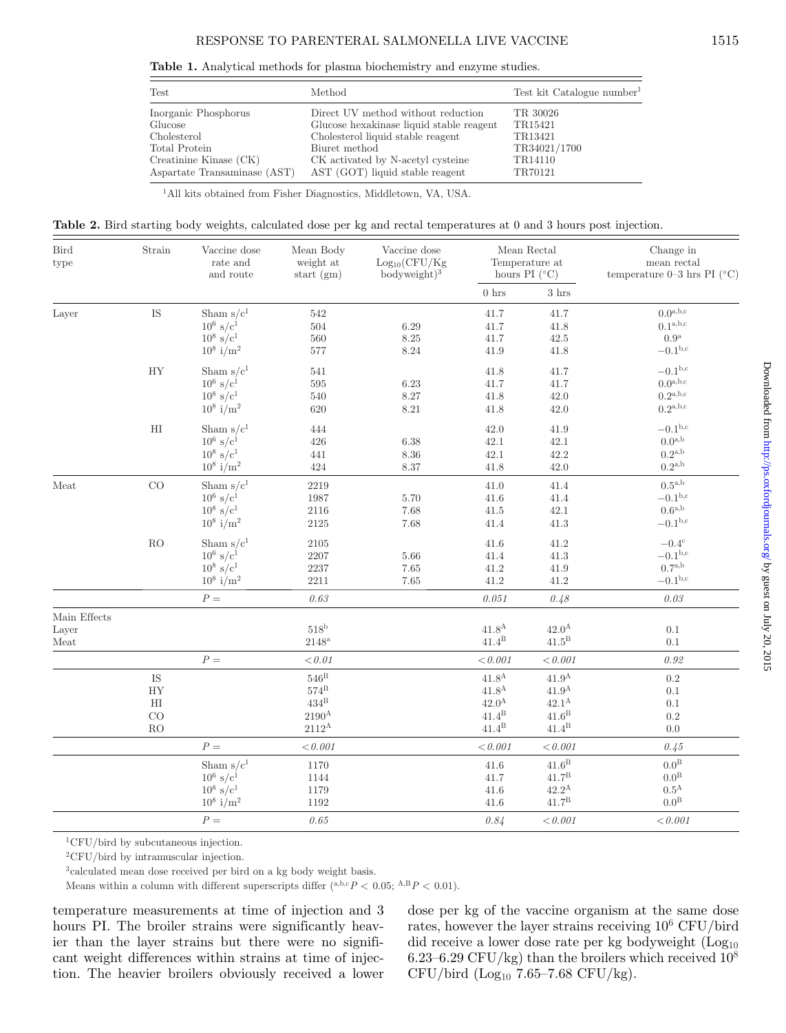**Table 1.** Analytical methods for plasma biochemistry and enzyme studies.

| Test | Method | Test kit Catalogue number[1] |
|---|---|---|
| Inorganic Phosphorus | Direct UV method without reduction | TR 30026 |
| Glucose | Glucose hexakinase liquid stable reagent | TR15421 |
| Cholesterol | Cholesterol liquid stable reagent | TR13421 |
| Total Protein | Biuret method | TR34021/1700 |
| Creatinine Kinase (CK) | CK activated by N-acetyl cysteine | TR14110 |
| Aspartate Transaminase (AST) | AST (GOT) liquid stable reagent | TR70121 |

[1]All kits obtained from Fisher Diagnostics, Middletown, VA, USA.

**Table 2.** Bird starting body weights, calculated dose per kg and rectal temperatures at 0 and 3 hours post injection.

| Bird type | Strain | Vaccine dose rate and and route | Mean Body weight at start (gm) | Vaccine dose $\text{Log}_{10}$(CFU/Kg bodyweight)[3] | Mean Rectal Temperature at hours PI (°C) | | Change in mean rectal temperature 0–3 hrs PI (°C) |
|---|---|---|---|---|---|---|---|
| | | | | | 0 hrs | 3 hrs | |
| Layer | IS | Sham s/c[1] | 542 | | 41.7 | 41.7 | $0.0^{a,b,c}$ |
| | | $10^6$ s/c[1] | 504 | 6.29 | 41.7 | 41.8 | $0.1^{a,b,c}$ |
| | | $10^8$ s/c[1] | 560 | 8.25 | 41.7 | 42.5 | $0.9^{a}$ |
| | | $10^8$ i/m[2] | 577 | 8.24 | 41.9 | 41.8 | $-0.1^{b,c}$ |
| | HY | Sham s/c[1] | 541 | | 41.8 | 41.7 | $-0.1^{b,c}$ |
| | | $10^6$ s/c[1] | 595 | 6.23 | 41.7 | 41.7 | $0.0^{a,b,c}$ |
| | | $10^8$ s/c[1] | 540 | 8.27 | 41.8 | 42.0 | $0.2^{a,b,c}$ |
| | | $10^8$ i/m[2] | 620 | 8.21 | 41.8 | 42.0 | $0.2^{a,b,c}$ |
| | HI | Sham s/c[1] | 444 | | 42.0 | 41.9 | $-0.1^{b,c}$ |
| | | $10^6$ s/c[1] | 426 | 6.38 | 42.1 | 42.1 | $0.0^{a,b}$ |
| | | $10^8$ s/c[1] | 441 | 8.36 | 42.1 | 42.2 | $0.2^{a,b}$ |
| | | $10^8$ i/m[2] | 424 | 8.37 | 41.8 | 42.0 | $0.2^{a,b}$ |
| Meat | CO | Sham s/c[1] | 2219 | | 41.0 | 41.4 | $0.5^{a,b}$ |
| | | $10^6$ s/c[1] | 1987 | 5.70 | 41.6 | 41.4 | $-0.1^{b,c}$ |
| | | $10^8$ s/c[1] | 2116 | 7.68 | 41.5 | 42.1 | $0.6^{a,b}$ |
| | | $10^8$ i/m[2] | 2125 | 7.68 | 41.4 | 41.3 | $-0.1^{b,c}$ |
| | RO | Sham s/c[1] | 2105 | | 41.6 | 41.2 | $-0.4^{c}$ |
| | | $10^6$ s/c[1] | 2207 | 5.66 | 41.4 | 41.3 | $-0.1^{b,c}$ |
| | | $10^8$ s/c[1] | 2237 | 7.65 | 41.2 | 41.9 | $0.7^{a,b}$ |
| | | $10^8$ i/m[2] | 2211 | 7.65 | 41.2 | 41.2 | $-0.1^{b,c}$ |
| | | *P =* | *0.63* | | *0.051* | *0.48* | *0.03* |
| Main Effects | | | | | | | |
| Layer | | | $518^{b}$ | | $41.8^{A}$ | $42.0^{A}$ | 0.1 |
| Meat | | | $2148^{a}$ | | $41.4^{B}$ | $41.5^{B}$ | 0.1 |
| | | *P =* | *<0.01* | | *<0.001* | *<0.001* | *0.92* |
| | IS | | $546^{B}$ | | $41.8^{A}$ | $41.9^{A}$ | 0.2 |
| | HY | | $574^{B}$ | | $41.8^{A}$ | $41.9^{A}$ | 0.1 |
| | HI | | $434^{B}$ | | $42.0^{A}$ | $42.1^{A}$ | 0.1 |
| | CO | | $2190^{A}$ | | $41.4^{B}$ | $41.6^{B}$ | 0.2 |
| | RO | | $2112^{A}$ | | $41.4^{B}$ | $41.4^{B}$ | 0.0 |
| | | *P =* | *<0.001* | | *<0.001* | *<0.001* | *0.45* |
| | | Sham s/c[1] | 1170 | | 41.6 | $41.6^{B}$ | $0.0^{B}$ |
| | | $10^6$ s/c[1] | 1144 | | 41.7 | $41.7^{B}$ | $0.0^{B}$ |
| | | $10^8$ s/c[1] | 1179 | | 41.6 | $42.2^{A}$ | $0.5^{A}$ |
| | | $10^8$ i/m[2] | 1192 | | 41.6 | $41.7^{B}$ | $0.0^{B}$ |
| | | *P =* | *0.65* | | *0.84* | *<0.001* | *<0.001* |

[1]CFU/bird by subcutaneous injection.

[2]CFU/bird by intramuscular injection.

[3]calculated mean dose received per bird on a kg body weight basis.

Means within a column with different superscripts differ ($^{a,b,c}P < 0.05$; $^{A,B}P < 0.01$).

temperature measurements at time of injection and 3 hours PI. The broiler strains were significantly heavier than the layer strains but there were no significant weight differences within strains at time of injection. The heavier broilers obviously received a lower dose per kg of the vaccine organism at the same dose rates, however the layer strains receiving $10^6$ CFU/bird did receive a lower dose rate per kg bodyweight ($\text{Log}_{10}$ 6.23–6.29 CFU/kg) than the broilers which received $10^8$ CFU/bird ($\text{Log}_{10}$ 7.65–7.68 CFU/kg).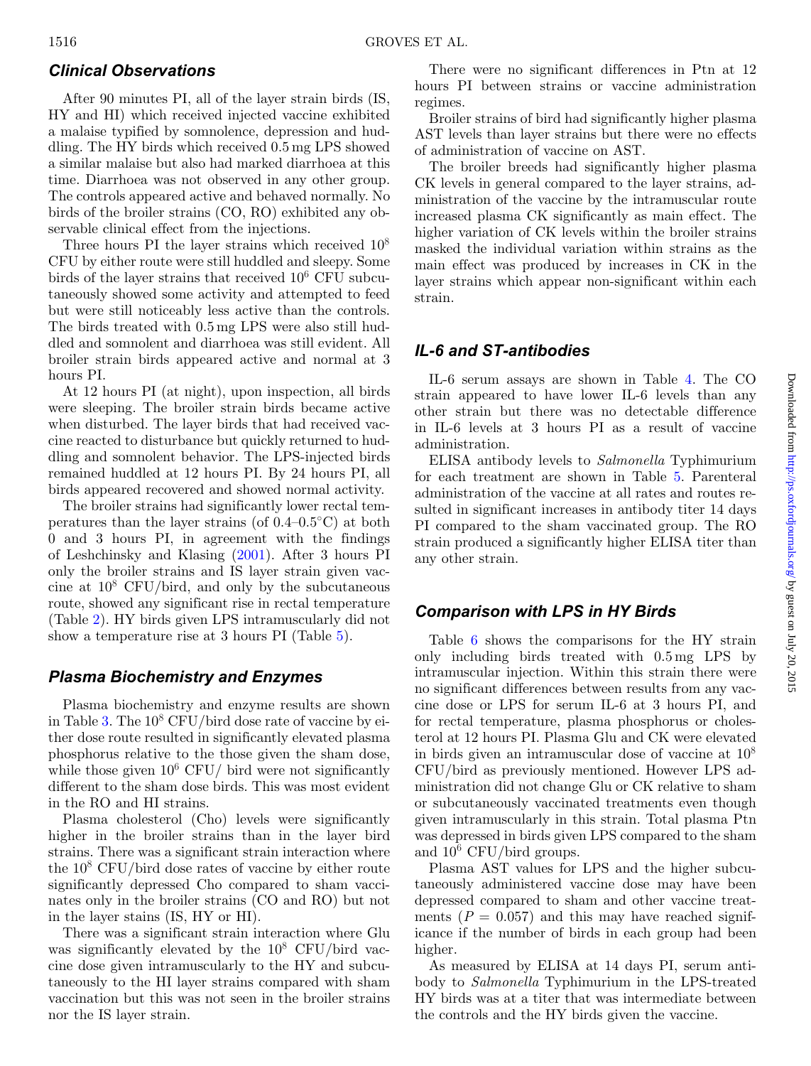## Clinical Observations

After 90 minutes PI, all of the layer strain birds (IS, HY and HI) which received injected vaccine exhibited a malaise typified by somnolence, depression and huddling. The HY birds which received 0.5 mg LPS showed a similar malaise but also had marked diarrhoea at this time. Diarrhoea was not observed in any other group. The controls appeared active and behaved normally. No birds of the broiler strains (CO, RO) exhibited any observable clinical effect from the injections.

Three hours PI the layer strains which received $10^8$ CFU by either route were still huddled and sleepy. Some birds of the layer strains that received $10^6$ CFU subcutaneously showed some activity and attempted to feed but were still noticeably less active than the controls. The birds treated with 0.5 mg LPS were also still huddled and somnolent and diarrhoea was still evident. All broiler strain birds appeared active and normal at 3 hours PI.

At 12 hours PI (at night), upon inspection, all birds were sleeping. The broiler strain birds became active when disturbed. The layer birds that had received vaccine reacted to disturbance but quickly returned to huddling and somnolent behavior. The LPS-injected birds remained huddled at 12 hours PI. By 24 hours PI, all birds appeared recovered and showed normal activity.

The broiler strains had significantly lower rectal temperatures than the layer strains (of 0.4–0.5°C) at both 0 and 3 hours PI, in agreement with the findings of Leshchinsky and Klasing (2001). After 3 hours PI only the broiler strains and IS layer strain given vaccine at $10^8$ CFU/bird, and only by the subcutaneous route, showed any significant rise in rectal temperature (Table 2). HY birds given LPS intramuscularly did not show a temperature rise at 3 hours PI (Table 5).

## Plasma Biochemistry and Enzymes

Plasma biochemistry and enzyme results are shown in Table 3. The $10^8$ CFU/bird dose rate of vaccine by either dose route resulted in significantly elevated plasma phosphorus relative to the those given the sham dose, while those given $10^6$ CFU/ bird were not significantly different to the sham dose birds. This was most evident in the RO and HI strains.

Plasma cholesterol (Cho) levels were significantly higher in the broiler strains than in the layer bird strains. There was a significant strain interaction where the $10^8$ CFU/bird dose rates of vaccine by either route significantly depressed Cho compared to sham vaccinates only in the broiler strains (CO and RO) but not in the layer stains (IS, HY or HI).

There was a significant strain interaction where Glu was significantly elevated by the $10^8$ CFU/bird vaccine dose given intramuscularly to the HY and subcutaneously to the HI layer strains compared with sham vaccination but this was not seen in the broiler strains nor the IS layer strain.

There were no significant differences in Ptn at 12 hours PI between strains or vaccine administration regimes.

Broiler strains of bird had significantly higher plasma AST levels than layer strains but there were no effects of administration of vaccine on AST.

The broiler breeds had significantly higher plasma CK levels in general compared to the layer strains, administration of the vaccine by the intramuscular route increased plasma CK significantly as main effect. The higher variation of CK levels within the broiler strains masked the individual variation within strains as the main effect was produced by increases in CK in the layer strains which appear non-significant within each strain.

## IL-6 and ST-antibodies

IL-6 serum assays are shown in Table 4. The CO strain appeared to have lower IL-6 levels than any other strain but there was no detectable difference in IL-6 levels at 3 hours PI as a result of vaccine administration.

ELISA antibody levels to *Salmonella* Typhimurium for each treatment are shown in Table 5. Parenteral administration of the vaccine at all rates and routes resulted in significant increases in antibody titer 14 days PI compared to the sham vaccinated group. The RO strain produced a significantly higher ELISA titer than any other strain.

## Comparison with LPS in HY Birds

Table 6 shows the comparisons for the HY strain only including birds treated with 0.5 mg LPS by intramuscular injection. Within this strain there were no significant differences between results from any vaccine dose or LPS for serum IL-6 at 3 hours PI, and for rectal temperature, plasma phosphorus or cholesterol at 12 hours PI. Plasma Glu and CK were elevated in birds given an intramuscular dose of vaccine at $10^8$ CFU/bird as previously mentioned. However LPS administration did not change Glu or CK relative to sham or subcutaneously vaccinated treatments even though given intramuscularly in this strain. Total plasma Ptn was depressed in birds given LPS compared to the sham and $10^6$ CFU/bird groups.

Plasma AST values for LPS and the higher subcutaneously administered vaccine dose may have been depressed compared to sham and other vaccine treatments ($P = 0.057$) and this may have reached significance if the number of birds in each group had been higher.

As measured by ELISA at 14 days PI, serum antibody to *Salmonella* Typhimurium in the LPS-treated HY birds was at a titer that was intermediate between the controls and the HY birds given the vaccine.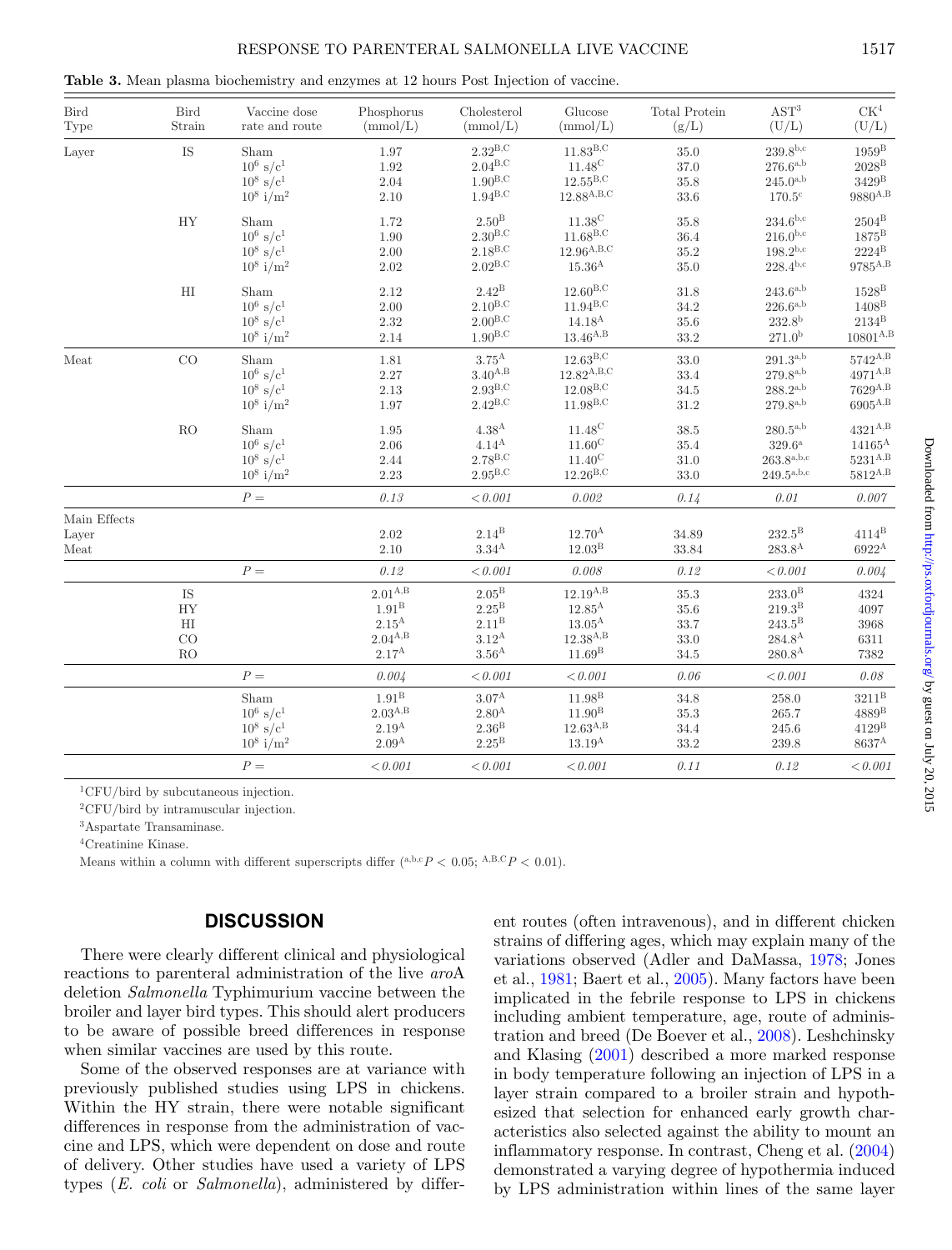**Table 3.** Mean plasma biochemistry and enzymes at 12 hours Post Injection of vaccine.

| Bird Type | Bird Strain | Vaccine dose rate and route | Phosphorus (mmol/L) | Cholesterol (mmol/L) | Glucose (mmol/L) | Total Protein (g/L) | AST[3] (U/L) | CK[4] (U/L) |
|---|---|---|---|---|---|---|---|---|
| Layer | IS | Sham | 1.97 | 2.32[B,C] | 11.83[B,C] | 35.0 | 239.8[b,c] | 1959[B] |
| | | $10^6$ s/c[1] | 1.92 | 2.04[B,C] | 11.48[C] | 37.0 | 276.6[a,b] | 2028[B] |
| | | $10^8$ s/c[1] | 2.04 | 1.90[B,C] | 12.55[B,C] | 35.8 | 245.0[a,b] | 3429[B] |
| | | $10^8$ i/m[2] | 2.10 | 1.94[B,C] | 12.88[A,B,C] | 33.6 | 170.5[c] | 9880[A,B] |
| | HY | Sham | 1.72 | 2.50[B] | 11.38[C] | 35.8 | 234.6[b,c] | 2504[B] |
| | | $10^6$ s/c[1] | 1.90 | 2.30[B,C] | 11.68[B,C] | 36.4 | 216.0[b,c] | 1875[B] |
| | | $10^8$ s/c[1] | 2.00 | 2.18[B,C] | 12.96[A,B,C] | 35.2 | 198.2[b,c] | 2224[B] |
| | | $10^8$ i/m[2] | 2.02 | 2.02[B,C] | 15.36[A] | 35.0 | 228.4[b,c] | 9785[A,B] |
| | HI | Sham | 2.12 | 2.42[B] | 12.60[B,C] | 31.8 | 243.6[a,b] | 1528[B] |
| | | $10^6$ s/c[1] | 2.00 | 2.10[B,C] | 11.94[B,C] | 34.2 | 226.6[a,b] | 1408[B] |
| | | $10^8$ s/c[1] | 2.32 | 2.00[B,C] | 14.18[A] | 35.6 | 232.8[b] | 2134[B] |
| | | $10^8$ i/m[2] | 2.14 | 1.90[B,C] | 13.46[A,B] | 33.2 | 271.0[b] | 10801[A,B] |
| Meat | CO | Sham | 1.81 | 3.75[A] | 12.63[B,C] | 33.0 | 291.3[a,b] | 5742[A,B] |
| | | $10^6$ s/c[1] | 2.27 | 3.40[A,B] | 12.82[A,B,C] | 33.4 | 279.8[a,b] | 4971[A,B] |
| | | $10^8$ s/c[1] | 2.13 | 2.93[B,C] | 12.08[B,C] | 34.5 | 288.2[a,b] | 7629[A,B] |
| | | $10^8$ i/m[2] | 1.97 | 2.42[B,C] | 11.98[B,C] | 31.2 | 279.8[a,b] | 6905[A,B] |
| | RO | Sham | 1.95 | 4.38[A] | 11.48[C] | 38.5 | 280.5[a,b] | 4321[A,B] |
| | | $10^6$ s/c[1] | 2.06 | 4.14[A] | 11.60[C] | 35.4 | 329.6[a] | 14165[A] |
| | | $10^8$ s/c[1] | 2.44 | 2.78[B,C] | 11.40[C] | 31.0 | 263.8[a,b,c] | 5231[A,B] |
| | | $10^8$ i/m[2] | 2.23 | 2.95[B,C] | 12.26[B,C] | 33.0 | 249.5[a,b,c] | 5812[A,B] |
| | | *P* = | *0.13* | *<0.001* | *0.002* | *0.14* | *0.01* | *0.007* |
| Main Effects | | | | | | | | |
| Layer | | | 2.02 | 2.14[B] | 12.70[A] | 34.89 | 232.5[B] | 4114[B] |
| Meat | | | 2.10 | 3.34[A] | 12.03[B] | 33.84 | 283.8[A] | 6922[A] |
| | | *P* = | *0.12* | *<0.001* | *0.008* | *0.12* | *<0.001* | *0.004* |
| | IS | | 2.01[A,B] | 2.05[B] | 12.19[A,B] | 35.3 | 233.0[B] | 4324 |
| | HY | | 1.91[B] | 2.25[B] | 12.85[A] | 35.6 | 219.3[B] | 4097 |
| | HI | | 2.15[A] | 2.11[B] | 13.05[A] | 33.7 | 243.5[B] | 3968 |
| | CO | | 2.04[A,B] | 3.12[A] | 12.38[A,B] | 33.0 | 284.8[A] | 6311 |
| | RO | | 2.17[A] | 3.56[A] | 11.69[B] | 34.5 | 280.8[A] | 7382 |
| | | *P* = | *0.004* | *<0.001* | *<0.001* | *0.06* | *<0.001* | *0.08* |
| | | Sham | 1.91[B] | 3.07[A] | 11.98[B] | 34.8 | 258.0 | 3211[B] |
| | | $10^6$ s/c[1] | 2.03[A,B] | 2.80[A] | 11.90[B] | 35.3 | 265.7 | 4889[B] |
| | | $10^8$ s/c[1] | 2.19[A] | 2.36[B] | 12.63[A,B] | 34.4 | 245.6 | 4129[B] |
| | | $10^8$ i/m[2] | 2.09[A] | 2.25[B] | 13.19[A] | 33.2 | 239.8 | 8637[A] |
| | | *P* = | *<0.001* | *<0.001* | *<0.001* | *0.11* | *0.12* | *<0.001* |

[1]CFU/bird by subcutaneous injection.

[2]CFU/bird by intramuscular injection.

[3]Aspartate Transaminase.

[4]Creatinine Kinase.

Means within a column with different superscripts differ ([a,b,c]$P < 0.05$; [A,B,C]$P < 0.01$).

## DISCUSSION

There were clearly different clinical and physiological reactions to parenteral administration of the live *aro*A deletion *Salmonella* Typhimurium vaccine between the broiler and layer bird types. This should alert producers to be aware of possible breed differences in response when similar vaccines are used by this route.

Some of the observed responses are at variance with previously published studies using LPS in chickens. Within the HY strain, there were notable significant differences in response from the administration of vaccine and LPS, which were dependent on dose and route of delivery. Other studies have used a variety of LPS types (*E. coli* or *Salmonella*), administered by different routes (often intravenous), and in different chicken strains of differing ages, which may explain many of the variations observed (Adler and DaMassa, 1978; Jones et al., 1981; Baert et al., 2005). Many factors have been implicated in the febrile response to LPS in chickens including ambient temperature, age, route of administration and breed (De Boever et al., 2008). Leshchinsky and Klasing (2001) described a more marked response in body temperature following an injection of LPS in a layer strain compared to a broiler strain and hypothesized that selection for enhanced early growth characteristics also selected against the ability to mount an inflammatory response. In contrast, Cheng et al. (2004) demonstrated a varying degree of hypothermia induced by LPS administration within lines of the same layer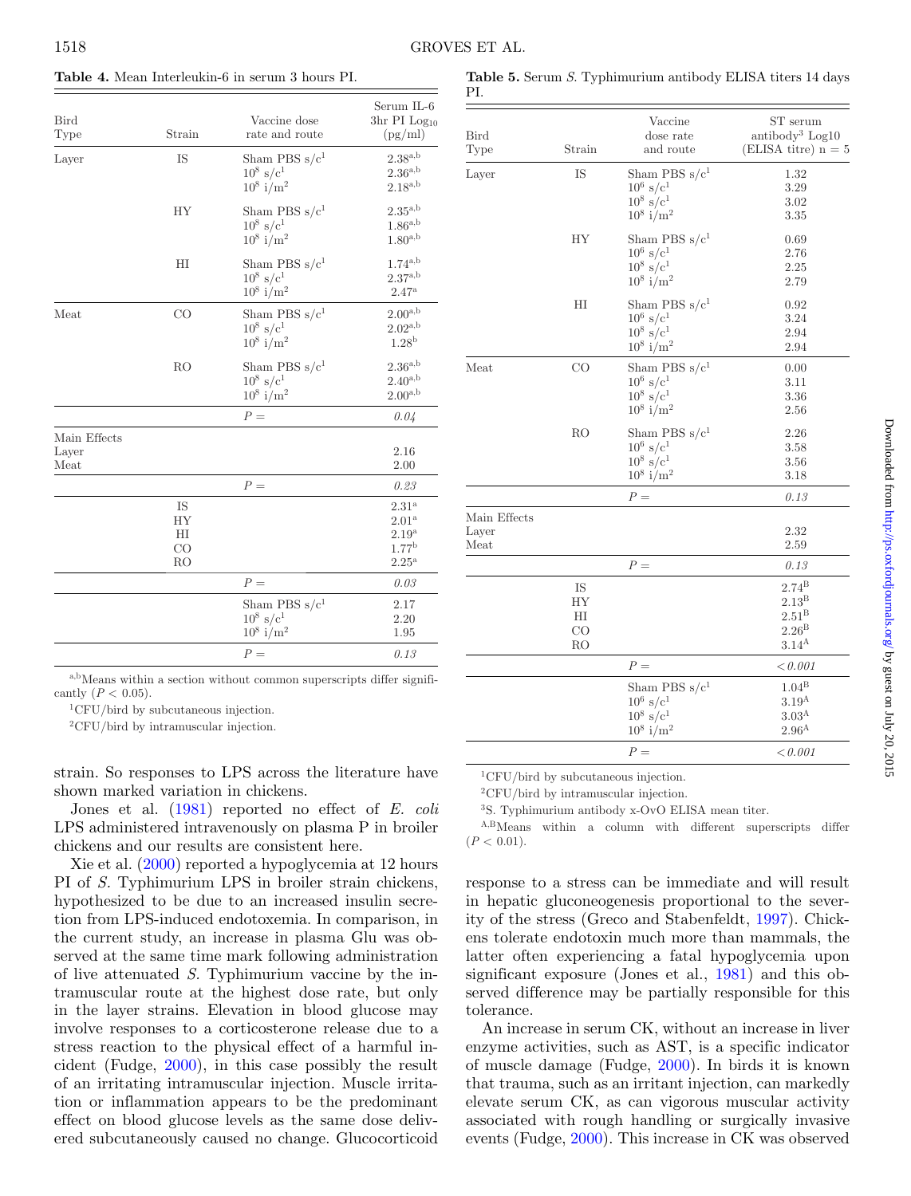**Table 4.** Mean Interleukin-6 in serum 3 hours PI.

| Bird Type | Strain | Vaccine dose rate and route | Serum IL-6 3hr PI $Log_{10}$ (pg/ml) |
|---|---|---|---|
| Layer | IS | Sham PBS s/c[1] | 2.38[a,b] |
| | | $10^8$ s/c[1] | 2.36[a,b] |
| | | $10^8$ i/m[2] | 2.18[a,b] |
| | HY | Sham PBS s/c[1] | 2.35[a,b] |
| | | $10^8$ s/c[1] | 1.86[a,b] |
| | | $10^8$ i/m[2] | 1.80[a,b] |
| | HI | Sham PBS s/c[1] | 1.74[a,b] |
| | | $10^8$ s/c[1] | 2.37[a,b] |
| | | $10^8$ i/m[2] | 2.47[a] |
| Meat | CO | Sham PBS s/c[1] | 2.00[a,b] |
| | | $10^8$ s/c[1] | 2.02[a,b] |
| | | $10^8$ i/m[2] | 1.28[b] |
| | RO | Sham PBS s/c[1] | 2.36[a,b] |
| | | $10^8$ s/c[1] | 2.40[a,b] |
| | | $10^8$ i/m[2] | 2.00[a,b] |
| | | $P =$ | *0.04* |
| Main Effects | | | |
| Layer | | | 2.16 |
| Meat | | | 2.00 |
| | | $P =$ | *0.23* |
| | IS | | 2.31[a] |
| | HY | | 2.01[a] |
| | HI | | 2.19[a] |
| | CO | | 1.77[b] |
| | RO | | 2.25[a] |
| | | $P =$ | *0.03* |
| | | Sham PBS s/c[1] | 2.17 |
| | | $10^8$ s/c[1] | 2.20 |
| | | $10^8$ i/m[2] | 1.95 |
| | | $P =$ | *0.13* |

[a,b]Means within a section without common superscripts differ significantly ($P < 0.05$).

[1]CFU/bird by subcutaneous injection.

[2]CFU/bird by intramuscular injection.

strain. So responses to LPS across the literature have shown marked variation in chickens.

Jones et al. (1981) reported no effect of *E. coli* LPS administered intravenously on plasma P in broiler chickens and our results are consistent here.

Xie et al. (2000) reported a hypoglycemia at 12 hours PI of *S.* Typhimurium LPS in broiler strain chickens, hypothesized to be due to an increased insulin secretion from LPS-induced endotoxemia. In comparison, in the current study, an increase in plasma Glu was observed at the same time mark following administration of live attenuated *S.* Typhimurium vaccine by the intramuscular route at the highest dose rate, but only in the layer strains. Elevation in blood glucose may involve responses to a corticosterone release due to a stress reaction to the physical effect of a harmful incident (Fudge, 2000), in this case possibly the result of an irritating intramuscular injection. Muscle irritation or inflammation appears to be the predominant effect on blood glucose levels as the same dose delivered subcutaneously caused no change. Glucocorticoid

**Table 5.** Serum *S.* Typhimurium antibody ELISA titers 14 days PI.

| Bird Type | Strain | Vaccine dose rate and route | ST serum antibody[3] Log10 (ELISA titre) n = 5 |
|---|---|---|---|
| Layer | IS | Sham PBS s/c[1] | 1.32 |
| | | $10^6$ s/c[1] | 3.29 |
| | | $10^8$ s/c[1] | 3.02 |
| | | $10^8$ i/m[2] | 3.35 |
| | HY | Sham PBS s/c[1] | 0.69 |
| | | $10^6$ s/c[1] | 2.76 |
| | | $10^8$ s/c[1] | 2.25 |
| | | $10^8$ i/m[2] | 2.79 |
| | HI | Sham PBS s/c[1] | 0.92 |
| | | $10^6$ s/c[1] | 3.24 |
| | | $10^8$ s/c[1] | 2.94 |
| | | $10^8$ i/m[2] | 2.94 |
| Meat | CO | Sham PBS s/c[1] | 0.00 |
| | | $10^6$ s/c[1] | 3.11 |
| | | $10^8$ s/c[1] | 3.36 |
| | | $10^8$ i/m[2] | 2.56 |
| | RO | Sham PBS s/c[1] | 2.26 |
| | | $10^6$ s/c[1] | 3.58 |
| | | $10^8$ s/c[1] | 3.56 |
| | | $10^8$ i/m[2] | 3.18 |
| | | $P =$ | *0.13* |
| Main Effects | | | |
| Layer | | | 2.32 |
| Meat | | | 2.59 |
| | | $P =$ | *0.13* |
| | IS | | 2.74[B] |
| | HY | | 2.13[B] |
| | HI | | 2.51[B] |
| | CO | | 2.26[B] |
| | RO | | 3.14[A] |
| | | $P =$ | *<0.001* |
| | | Sham PBS s/c[1] | 1.04[B] |
| | | $10^6$ s/c[1] | 3.19[A] |
| | | $10^8$ s/c[1] | 3.03[A] |
| | | $10^8$ i/m[2] | 2.96[A] |
| | | $P =$ | *<0.001* |

[1]CFU/bird by subcutaneous injection.

[2]CFU/bird by intramuscular injection.

[3]S. Typhimurium antibody x-OvO ELISA mean titer.

[A,B]Means within a column with different superscripts differ ($P < 0.01$).

response to a stress can be immediate and will result in hepatic gluconeogenesis proportional to the severity of the stress (Greco and Stabenfeldt, 1997). Chickens tolerate endotoxin much more than mammals, the latter often experiencing a fatal hypoglycemia upon significant exposure (Jones et al., 1981) and this observed difference may be partially responsible for this tolerance.

An increase in serum CK, without an increase in liver enzyme activities, such as AST, is a specific indicator of muscle damage (Fudge, 2000). In birds it is known that trauma, such as an irritant injection, can markedly elevate serum CK, as can vigorous muscular activity associated with rough handling or surgically invasive events (Fudge, 2000). This increase in CK was observed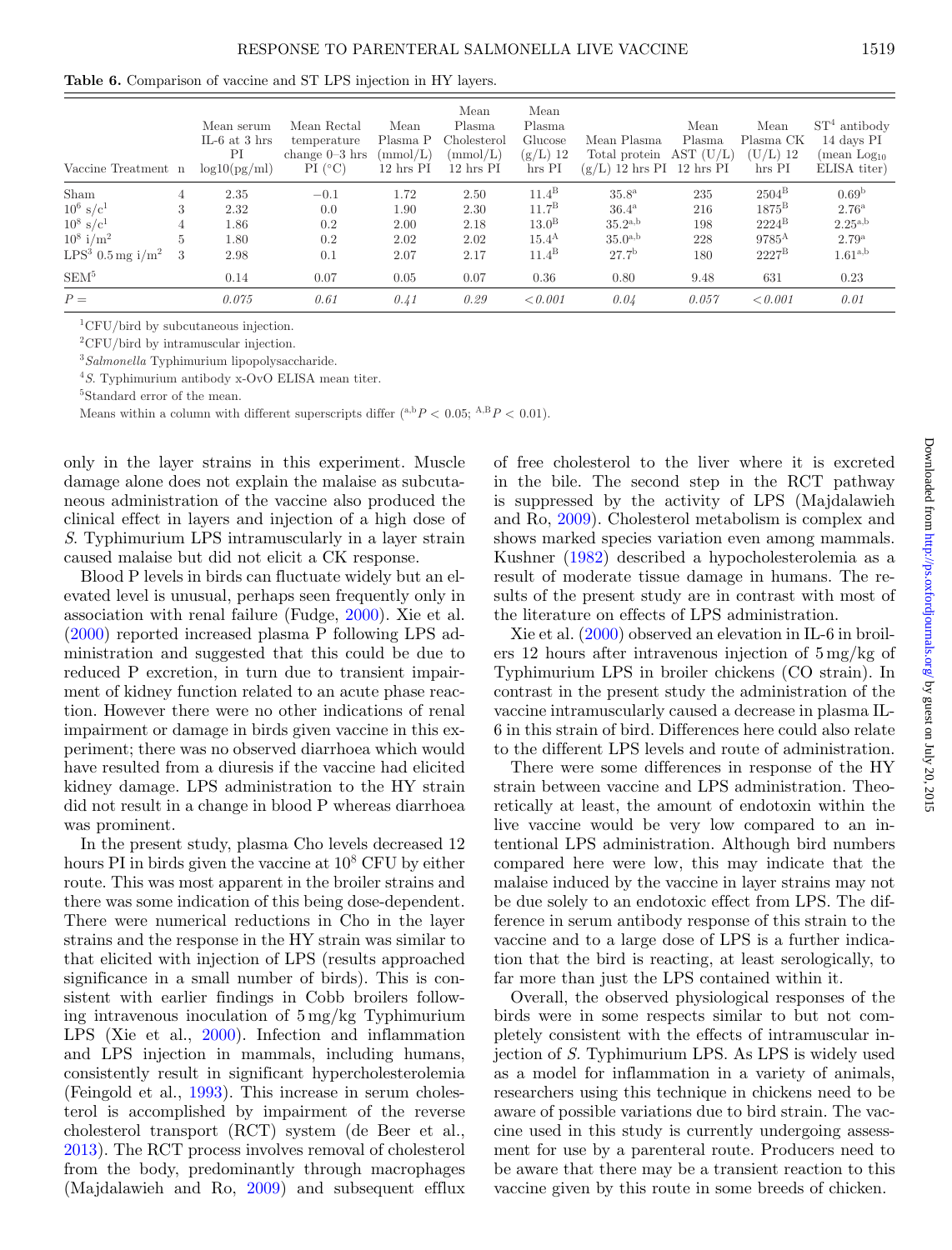**Table 6.** Comparison of vaccine and ST LPS injection in HY layers.

| Vaccine Treatment | n | Mean serum IL-6 at 3 hrs PI log10(pg/ml) | Mean Rectal temperature change 0–3 hrs PI (°C) | Mean Plasma P (mmol/L) 12 hrs PI | Mean Plasma Cholesterol (mmol/L) 12 hrs PI | Mean Plasma Glucose (g/L) 12 hrs PI | Mean Plasma Total protein (g/L) 12 hrs PI | Mean Plasma AST (U/L) 12 hrs PI | Mean Plasma CK (U/L) 12 hrs PI | ST[4] antibody 14 days PI (mean $Log_{10}$ ELISA titer) |
|---|---|---|---|---|---|---|---|---|---|---|
| Sham | 4 | 2.35 | −0.1 | 1.72 | 2.50 | $11.4^{B}$ | $35.8^{a}$ | 235 | $2504^{B}$ | $0.69^{b}$ |
| $10^6$ s/c[1] | 3 | 2.32 | 0.0 | 1.90 | 2.30 | $11.7^{B}$ | $36.4^{a}$ | 216 | $1875^{B}$ | $2.76^{a}$ |
| $10^8$ s/c[1] | 4 | 1.86 | 0.2 | 2.00 | 2.18 | $13.0^{B}$ | $35.2^{a,b}$ | 198 | $2224^{B}$ | $2.25^{a,b}$ |
| $10^8$ i/m[2] | 5 | 1.80 | 0.2 | 2.02 | 2.02 | $15.4^{A}$ | $35.0^{a,b}$ | 228 | $9785^{A}$ | $2.79^{a}$ |
| LPS[3] 0.5 mg i/m[2] | 3 | 2.98 | 0.1 | 2.07 | 2.17 | $11.4^{B}$ | $27.7^{b}$ | 180 | $2227^{B}$ | $1.61^{a,b}$ |
| SEM[5] | | 0.14 | 0.07 | 0.05 | 0.07 | 0.36 | 0.80 | 9.48 | 631 | 0.23 |
| $P =$ | | *0.075* | *0.61* | *0.41* | *0.29* | *<0.001* | *0.04* | *0.057* | *<0.001* | *0.01* |

[1]CFU/bird by subcutaneous injection.

[2]CFU/bird by intramuscular injection.

[3]*Salmonella* Typhimurium lipopolysaccharide.

[4]*S.* Typhimurium antibody x-OvO ELISA mean titer.

[5]Standard error of the mean.

Means within a column with different superscripts differ ($^{a,b}P < 0.05$; $^{A,B}P < 0.01$).

only in the layer strains in this experiment. Muscle damage alone does not explain the malaise as subcutaneous administration of the vaccine also produced the clinical effect in layers and injection of a high dose of *S.* Typhimurium LPS intramuscularly in a layer strain caused malaise but did not elicit a CK response.

Blood P levels in birds can fluctuate widely but an elevated level is unusual, perhaps seen frequently only in association with renal failure (Fudge, 2000). Xie et al. (2000) reported increased plasma P following LPS administration and suggested that this could be due to reduced P excretion, in turn due to transient impairment of kidney function related to an acute phase reaction. However there were no other indications of renal impairment or damage in birds given vaccine in this experiment; there was no observed diarrhoea which would have resulted from a diuresis if the vaccine had elicited kidney damage. LPS administration to the HY strain did not result in a change in blood P whereas diarrhoea was prominent.

In the present study, plasma Cho levels decreased 12 hours PI in birds given the vaccine at $10^8$ CFU by either route. This was most apparent in the broiler strains and there was some indication of this being dose-dependent. There were numerical reductions in Cho in the layer strains and the response in the HY strain was similar to that elicited with injection of LPS (results approached significance in a small number of birds). This is consistent with earlier findings in Cobb broilers following intravenous inoculation of 5 mg/kg Typhimurium LPS (Xie et al., 2000). Infection and inflammation and LPS injection in mammals, including humans, consistently result in significant hypercholesterolemia (Feingold et al., 1993). This increase in serum cholesterol is accomplished by impairment of the reverse cholesterol transport (RCT) system (de Beer et al., 2013). The RCT process involves removal of cholesterol from the body, predominantly through macrophages (Majdalawieh and Ro, 2009) and subsequent efflux of free cholesterol to the liver where it is excreted in the bile. The second step in the RCT pathway is suppressed by the activity of LPS (Majdalawieh and Ro, 2009). Cholesterol metabolism is complex and shows marked species variation even among mammals. Kushner (1982) described a hypocholesterolemia as a result of moderate tissue damage in humans. The results of the present study are in contrast with most of the literature on effects of LPS administration.

Xie et al. (2000) observed an elevation in IL-6 in broilers 12 hours after intravenous injection of 5 mg/kg of Typhimurium LPS in broiler chickens (CO strain). In contrast in the present study the administration of the vaccine intramuscularly caused a decrease in plasma IL-6 in this strain of bird. Differences here could also relate to the different LPS levels and route of administration.

There were some differences in response of the HY strain between vaccine and LPS administration. Theoretically at least, the amount of endotoxin within the live vaccine would be very low compared to an intentional LPS administration. Although bird numbers compared here were low, this may indicate that the malaise induced by the vaccine in layer strains may not be due solely to an endotoxic effect from LPS. The difference in serum antibody response of this strain to the vaccine and to a large dose of LPS is a further indication that the bird is reacting, at least serologically, to far more than just the LPS contained within it.

Overall, the observed physiological responses of the birds were in some respects similar to but not completely consistent with the effects of intramuscular injection of *S.* Typhimurium LPS. As LPS is widely used as a model for inflammation in a variety of animals, researchers using this technique in chickens need to be aware of possible variations due to bird strain. The vaccine used in this study is currently undergoing assessment for use by a parenteral route. Producers need to be aware that there may be a transient reaction to this vaccine given by this route in some breeds of chicken.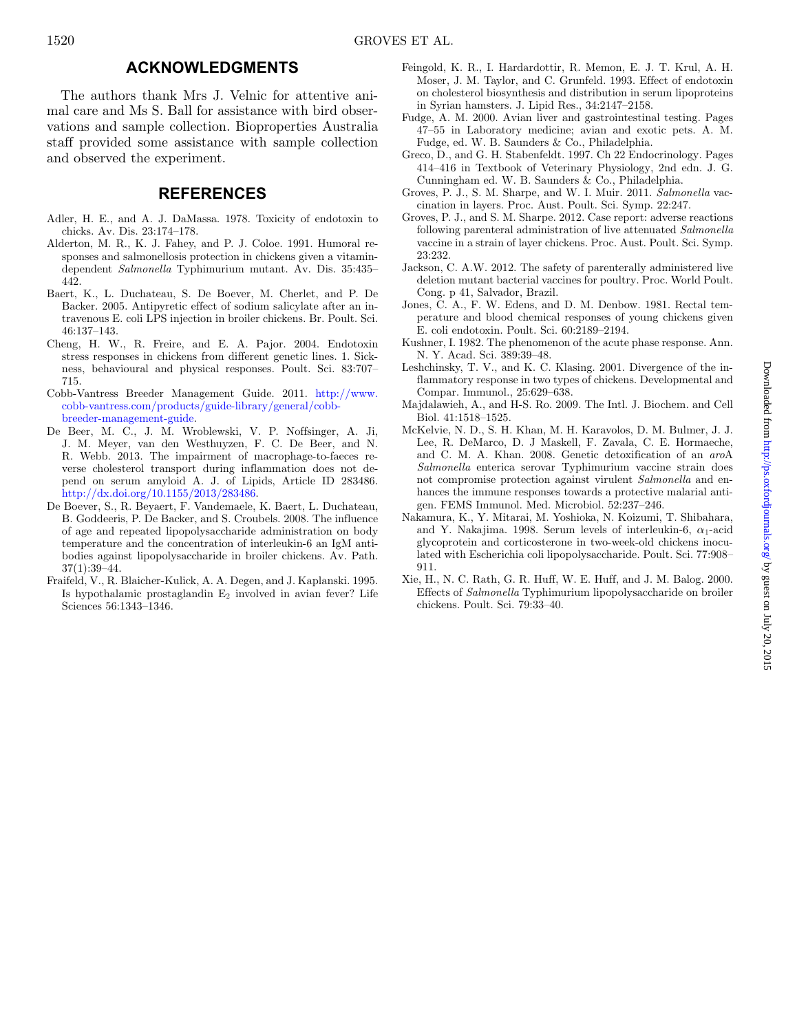## ACKNOWLEDGMENTS

The authors thank Mrs J. Velnic for attentive animal care and Ms S. Ball for assistance with bird observations and sample collection. Bioproperties Australia staff provided some assistance with sample collection and observed the experiment.

## REFERENCES

Adler, H. E., and A. J. DaMassa. 1978. Toxicity of endotoxin to chicks. Av. Dis. 23:174–178.

Alderton, M. R., K. J. Fahey, and P. J. Coloe. 1991. Humoral responses and salmonellosis protection in chickens given a vitamin-dependent *Salmonella* Typhimurium mutant. Av. Dis. 35:435–442.

Baert, K., L. Duchateau, S. De Boever, M. Cherlet, and P. De Backer. 2005. Antipyretic effect of sodium salicylate after an intravenous E. coli LPS injection in broiler chickens. Br. Poult. Sci. 46:137–143.

Cheng, H. W., R. Freire, and E. A. Pajor. 2004. Endotoxin stress responses in chickens from different genetic lines. 1. Sickness, behavioural and physical responses. Poult. Sci. 83:707–715.

Cobb-Vantress Breeder Management Guide. 2011. http://www.cobb-vantress.com/products/guide-library/general/cobb-breeder-management-guide.

De Beer, M. C., J. M. Wroblewski, V. P. Noffsinger, A. Ji, J. M. Meyer, van den Westhuyzen, F. C. De Beer, and N. R. Webb. 2013. The impairment of macrophage-to-faeces reverse cholesterol transport during inflammation does not depend on serum amyloid A. J. of Lipids, Article ID 283486. http://dx.doi.org/10.1155/2013/283486.

De Boever, S., R. Beyaert, F. Vandemaele, K. Baert, L. Duchateau, B. Goddeeris, P. De Backer, and S. Croubels. 2008. The influence of age and repeated lipopolysaccharide administration on body temperature and the concentration of interleukin-6 an IgM antibodies against lipopolysaccharide in broiler chickens. Av. Path. 37(1):39–44.

Fraifeld, V., R. Blaicher-Kulick, A. A. Degen, and J. Kaplanski. 1995. Is hypothalamic prostaglandin $E_2$ involved in avian fever? Life Sciences 56:1343–1346.

Feingold, K. R., I. Hardardottir, R. Memon, E. J. T. Krul, A. H. Moser, J. M. Taylor, and C. Grunfeld. 1993. Effect of endotoxin on cholesterol biosynthesis and distribution in serum lipoproteins in Syrian hamsters. J. Lipid Res., 34:2147–2158.

Fudge, A. M. 2000. Avian liver and gastrointestinal testing. Pages 47–55 in Laboratory medicine; avian and exotic pets. A. M. Fudge, ed. W. B. Saunders & Co., Philadelphia.

Greco, D., and G. H. Stabenfeldt. 1997. Ch 22 Endocrinology. Pages 414–416 in Textbook of Veterinary Physiology, 2nd edn. J. G. Cunningham ed. W. B. Saunders & Co., Philadelphia.

Groves, P. J., S. M. Sharpe, and W. I. Muir. 2011. *Salmonella* vaccination in layers. Proc. Aust. Poult. Sci. Symp. 22:247.

Groves, P. J., and S. M. Sharpe. 2012. Case report: adverse reactions following parenteral administration of live attenuated *Salmonella* vaccine in a strain of layer chickens. Proc. Aust. Poult. Sci. Symp. 23:232.

Jackson, C. A.W. 2012. The safety of parenterally administered live deletion mutant bacterial vaccines for poultry. Proc. World Poult. Cong. p 41, Salvador, Brazil.

Jones, C. A., F. W. Edens, and D. M. Denbow. 1981. Rectal temperature and blood chemical responses of young chickens given E. coli endotoxin. Poult. Sci. 60:2189–2194.

Kushner, I. 1982. The phenomenon of the acute phase response. Ann. N. Y. Acad. Sci. 389:39–48.

Leshchinsky, T. V., and K. C. Klasing. 2001. Divergence of the inflammatory response in two types of chickens. Developmental and Compar. Immunol., 25:629–638.

Majdalawieh, A., and H-S. Ro. 2009. The Intl. J. Biochem. and Cell Biol. 41:1518–1525.

McKelvie, N. D., S. H. Khan, M. H. Karavolos, D. M. Bulmer, J. J. Lee, R. DeMarco, D. J Maskell, F. Zavala, C. E. Hormaeche, and C. M. A. Khan. 2008. Genetic detoxification of an *aro*A *Salmonella* enterica serovar Typhimurium vaccine strain does not compromise protection against virulent *Salmonella* and enhances the immune responses towards a protective malarial antigen. FEMS Immunol. Med. Microbiol. 52:237–246.

Nakamura, K., Y. Mitarai, M. Yoshioka, N. Koizumi, T. Shibahara, and Y. Nakajima. 1998. Serum levels of interleukin-6, $\alpha_1$-acid glycoprotein and corticosterone in two-week-old chickens inoculated with Escherichia coli lipopolysaccharide. Poult. Sci. 77:908–911.

Xie, H., N. C. Rath, G. R. Huff, W. E. Huff, and J. M. Balog. 2000. Effects of *Salmonella* Typhimurium lipopolysaccharide on broiler chickens. Poult. Sci. 79:33–40.